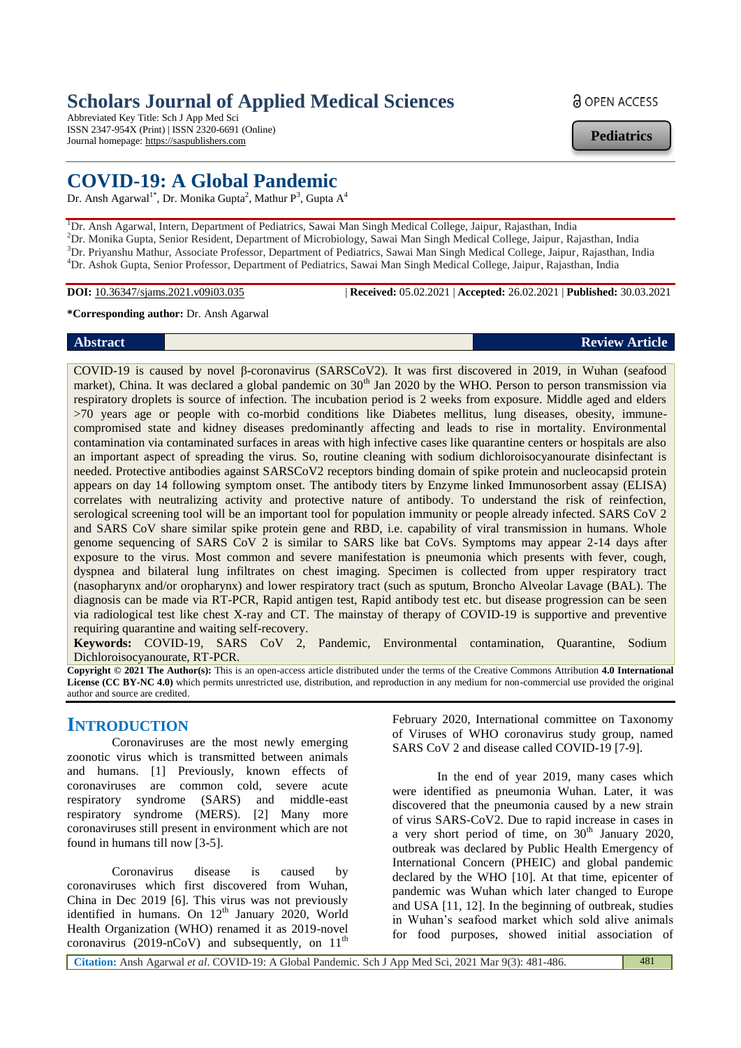# Scholars Journal of Applied Medical Sciences

Abbreviated Key Title: Sch J App Med Sci
ISSN 2347-954X (Print) | ISSN 2320-6691 (Online)
Journal homepage: https://saspublishers.com

OPEN ACCESS

**Pediatrics**

# COVID-19: A Global Pandemic

Dr. Ansh Agarwal[1*], Dr. Monika Gupta[2], Mathur P[3], Gupta A[4]

[1]Dr. Ansh Agarwal, Intern, Department of Pediatrics, Sawai Man Singh Medical College, Jaipur, Rajasthan, India
[2]Dr. Monika Gupta, Senior Resident, Department of Microbiology, Sawai Man Singh Medical College, Jaipur, Rajasthan, India
[3]Dr. Priyanshu Mathur, Associate Professor, Department of Pediatrics, Sawai Man Singh Medical College, Jaipur, Rajasthan, India
[4]Dr. Ashok Gupta, Senior Professor, Department of Pediatrics, Sawai Man Singh Medical College, Jaipur, Rajasthan, India

**DOI:** 10.36347/sjams.2021.v09i03.035 | **Received:** 05.02.2021 | **Accepted:** 26.02.2021 | **Published:** 30.03.2021

**\*Corresponding author:** Dr. Ansh Agarwal

**Abstract** **Review Article**

COVID-19 is caused by novel β-coronavirus (SARSCoV2). It was first discovered in 2019, in Wuhan (seafood market), China. It was declared a global pandemic on 30th Jan 2020 by the WHO. Person to person transmission via respiratory droplets is source of infection. The incubation period is 2 weeks from exposure. Middle aged and elders >70 years age or people with co-morbid conditions like Diabetes mellitus, lung diseases, obesity, immune-compromised state and kidney diseases predominantly affecting and leads to rise in mortality. Environmental contamination via contaminated surfaces in areas with high infective cases like quarantine centers or hospitals are also an important aspect of spreading the virus. So, routine cleaning with sodium dichloroisocyanourate disinfectant is needed. Protective antibodies against SARSCoV2 receptors binding domain of spike protein and nucleocapsid protein appears on day 14 following symptom onset. The antibody titers by Enzyme linked Immunosorbent assay (ELISA) correlates with neutralizing activity and protective nature of antibody. To understand the risk of reinfection, serological screening tool will be an important tool for population immunity or people already infected. SARS CoV 2 and SARS CoV share similar spike protein gene and RBD, i.e. capability of viral transmission in humans. Whole genome sequencing of SARS CoV 2 is similar to SARS like bat CoVs. Symptoms may appear 2-14 days after exposure to the virus. Most common and severe manifestation is pneumonia which presents with fever, cough, dyspnea and bilateral lung infiltrates on chest imaging. Specimen is collected from upper respiratory tract (nasopharynx and/or oropharynx) and lower respiratory tract (such as sputum, Broncho Alveolar Lavage (BAL). The diagnosis can be made via RT-PCR, Rapid antigen test, Rapid antibody test etc. but disease progression can be seen via radiological test like chest X-ray and CT. The mainstay of therapy of COVID-19 is supportive and preventive requiring quarantine and waiting self-recovery.

**Keywords:** COVID-19, SARS CoV 2, Pandemic, Environmental contamination, Quarantine, Sodium Dichloroisocyanourate, RT-PCR.

**Copyright © 2021 The Author(s):** This is an open-access article distributed under the terms of the Creative Commons Attribution **4.0 International License (CC BY-NC 4.0)** which permits unrestricted use, distribution, and reproduction in any medium for non-commercial use provided the original author and source are credited.

## INTRODUCTION

Coronaviruses are the most newly emerging zoonotic virus which is transmitted between animals and humans. [1] Previously, known effects of coronaviruses are common cold, severe acute respiratory syndrome (SARS) and middle-east respiratory syndrome (MERS). [2] Many more coronaviruses still present in environment which are not found in humans till now [3-5].

Coronavirus disease is caused by coronaviruses which first discovered from Wuhan, China in Dec 2019 [6]. This virus was not previously identified in humans. On 12th January 2020, World Health Organization (WHO) renamed it as 2019-novel coronavirus (2019-nCoV) and subsequently, on 11th February 2020, International committee on Taxonomy of Viruses of WHO coronavirus study group, named SARS CoV 2 and disease called COVID-19 [7-9].

In the end of year 2019, many cases which were identified as pneumonia Wuhan. Later, it was discovered that the pneumonia caused by a new strain of virus SARS-CoV2. Due to rapid increase in cases in a very short period of time, on 30th January 2020, outbreak was declared by Public Health Emergency of International Concern (PHEIC) and global pandemic declared by the WHO [10]. At that time, epicenter of pandemic was Wuhan which later changed to Europe and USA [11, 12]. In the beginning of outbreak, studies in Wuhan's seafood market which sold alive animals for food purposes, showed initial association of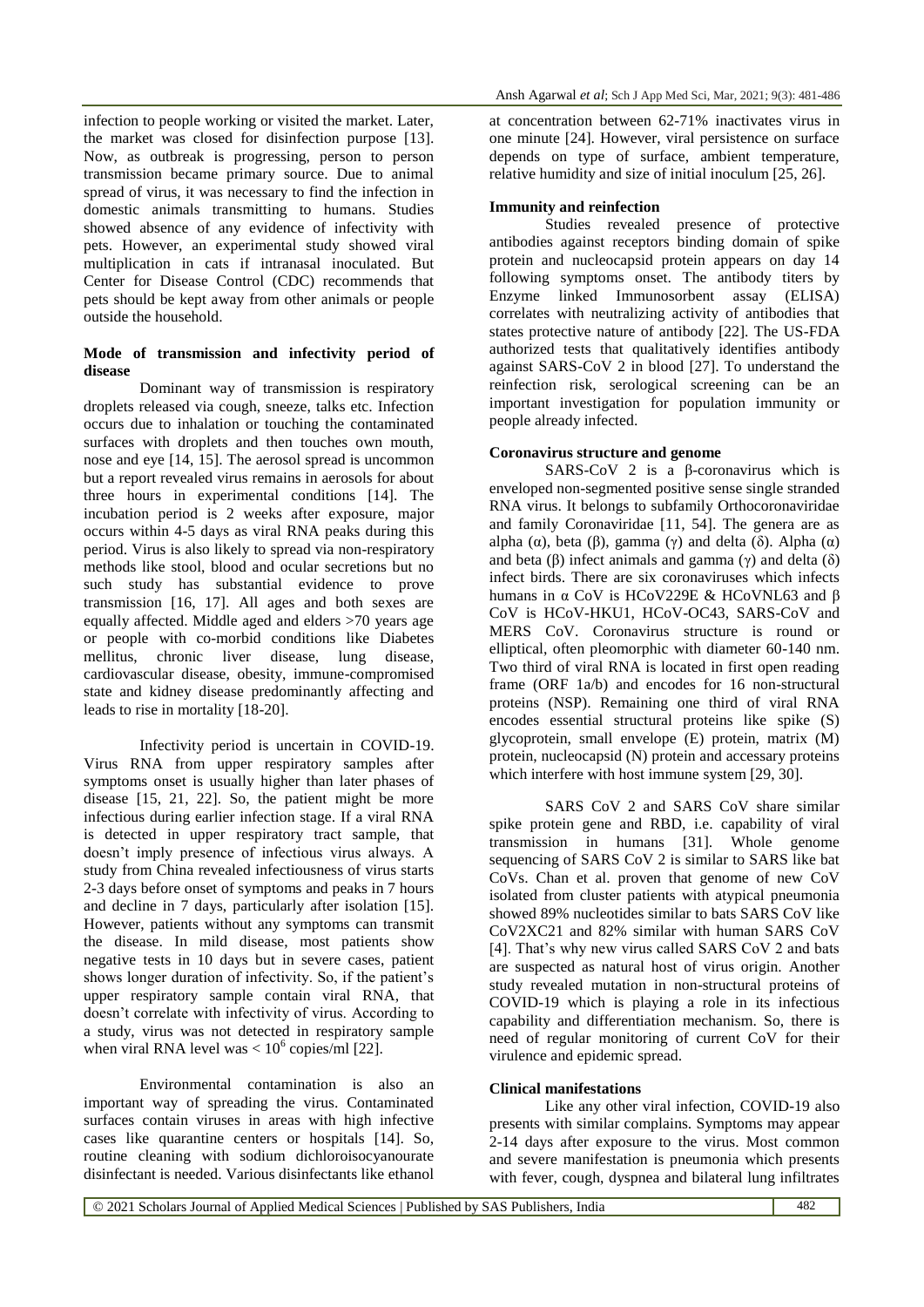infection to people working or visited the market. Later, the market was closed for disinfection purpose [13]. Now, as outbreak is progressing, person to person transmission became primary source. Due to animal spread of virus, it was necessary to find the infection in domestic animals transmitting to humans. Studies showed absence of any evidence of infectivity with pets. However, an experimental study showed viral multiplication in cats if intranasal inoculated. But Center for Disease Control (CDC) recommends that pets should be kept away from other animals or people outside the household.

**Mode of transmission and infectivity period of disease**

Dominant way of transmission is respiratory droplets released via cough, sneeze, talks etc. Infection occurs due to inhalation or touching the contaminated surfaces with droplets and then touches own mouth, nose and eye [14, 15]. The aerosol spread is uncommon but a report revealed virus remains in aerosols for about three hours in experimental conditions [14]. The incubation period is 2 weeks after exposure, major occurs within 4-5 days as viral RNA peaks during this period. Virus is also likely to spread via non-respiratory methods like stool, blood and ocular secretions but no such study has substantial evidence to prove transmission [16, 17]. All ages and both sexes are equally affected. Middle aged and elders >70 years age or people with co-morbid conditions like Diabetes mellitus, chronic liver disease, lung disease, cardiovascular disease, obesity, immune-compromised state and kidney disease predominantly affecting and leads to rise in mortality [18-20].

Infectivity period is uncertain in COVID-19. Virus RNA from upper respiratory samples after symptoms onset is usually higher than later phases of disease [15, 21, 22]. So, the patient might be more infectious during earlier infection stage. If a viral RNA is detected in upper respiratory tract sample, that doesn't imply presence of infectious virus always. A study from China revealed infectiousness of virus starts 2-3 days before onset of symptoms and peaks in 7 hours and decline in 7 days, particularly after isolation [15]. However, patients without any symptoms can transmit the disease. In mild disease, most patients show negative tests in 10 days but in severe cases, patient shows longer duration of infectivity. So, if the patient's upper respiratory sample contain viral RNA, that doesn't correlate with infectivity of virus. According to a study, virus was not detected in respiratory sample when viral RNA level was $< 10^6$ copies/ml [22].

Environmental contamination is also an important way of spreading the virus. Contaminated surfaces contain viruses in areas with high infective cases like quarantine centers or hospitals [14]. So, routine cleaning with sodium dichloroisocyanourate disinfectant is needed. Various disinfectants like ethanol at concentration between 62-71% inactivates virus in one minute [24]. However, viral persistence on surface depends on type of surface, ambient temperature, relative humidity and size of initial inoculum [25, 26].

**Immunity and reinfection**

Studies revealed presence of protective antibodies against receptors binding domain of spike protein and nucleocapsid protein appears on day 14 following symptoms onset. The antibody titers by Enzyme linked Immunosorbent assay (ELISA) correlates with neutralizing activity of antibodies that states protective nature of antibody [22]. The US-FDA authorized tests that qualitatively identifies antibody against SARS-CoV 2 in blood [27]. To understand the reinfection risk, serological screening can be an important investigation for population immunity or people already infected.

**Coronavirus structure and genome**

SARS-CoV 2 is a β-coronavirus which is enveloped non-segmented positive sense single stranded RNA virus. It belongs to subfamily Orthocoronaviridae and family Coronaviridae [11, 54]. The genera are as alpha (α), beta (β), gamma (γ) and delta (δ). Alpha (α) and beta (β) infect animals and gamma (γ) and delta (δ) infect birds. There are six coronaviruses which infects humans in α CoV is HCoV229E & HCoVNL63 and β CoV is HCoV-HKU1, HCoV-OC43, SARS-CoV and MERS CoV. Coronavirus structure is round or elliptical, often pleomorphic with diameter 60-140 nm. Two third of viral RNA is located in first open reading frame (ORF 1a/b) and encodes for 16 non-structural proteins (NSP). Remaining one third of viral RNA encodes essential structural proteins like spike (S) glycoprotein, small envelope (E) protein, matrix (M) protein, nucleocapsid (N) protein and accessary proteins which interfere with host immune system [29, 30].

SARS CoV 2 and SARS CoV share similar spike protein gene and RBD, i.e. capability of viral transmission in humans [31]. Whole genome sequencing of SARS CoV 2 is similar to SARS like bat CoVs. Chan et al. proven that genome of new CoV isolated from cluster patients with atypical pneumonia showed 89% nucleotides similar to bats SARS CoV like CoV2XC21 and 82% similar with human SARS CoV [4]. That's why new virus called SARS CoV 2 and bats are suspected as natural host of virus origin. Another study revealed mutation in non-structural proteins of COVID-19 which is playing a role in its infectious capability and differentiation mechanism. So, there is need of regular monitoring of current CoV for their virulence and epidemic spread.

**Clinical manifestations**

Like any other viral infection, COVID-19 also presents with similar complains. Symptoms may appear 2-14 days after exposure to the virus. Most common and severe manifestation is pneumonia which presents with fever, cough, dyspnea and bilateral lung infiltrates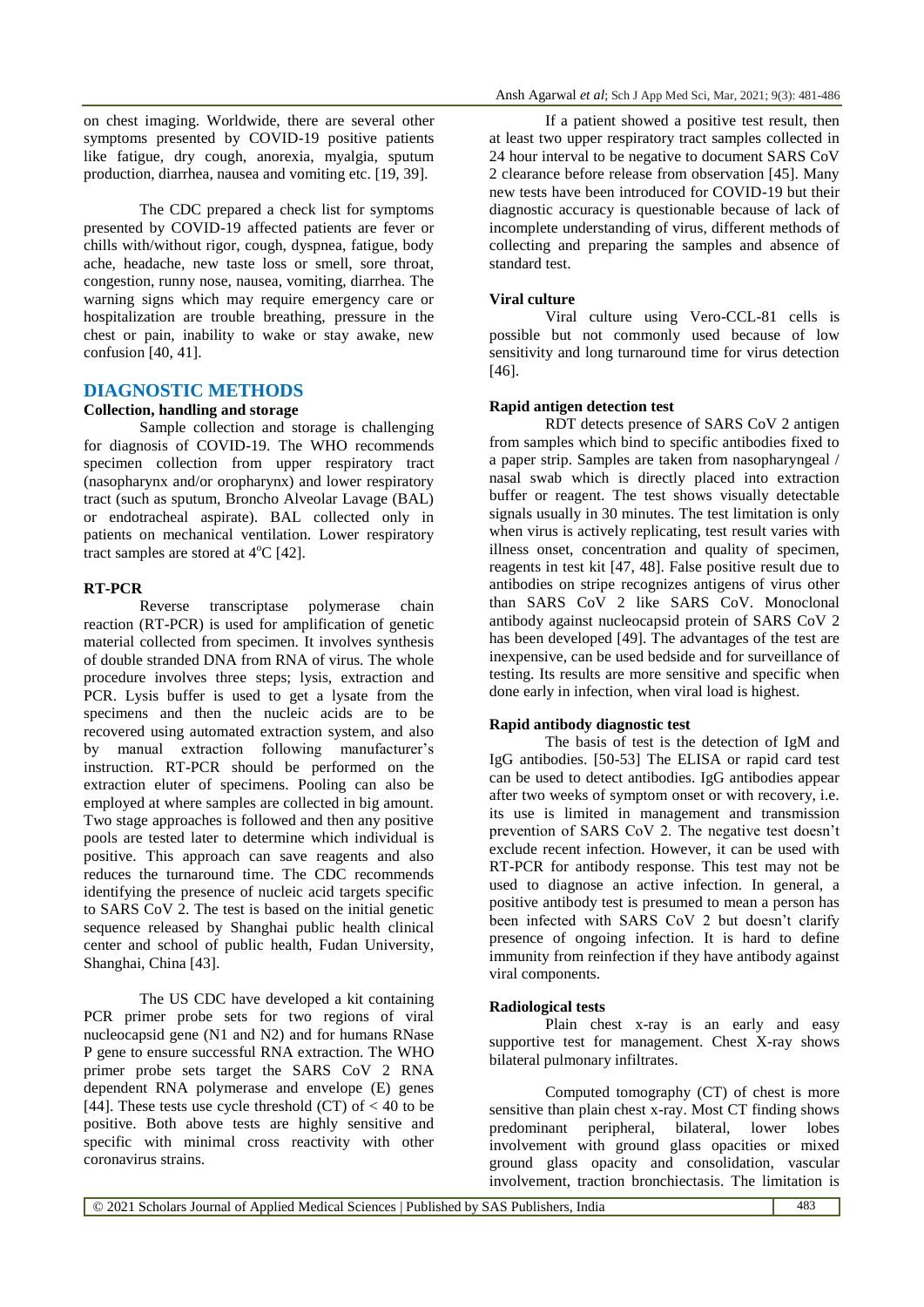on chest imaging. Worldwide, there are several other symptoms presented by COVID-19 positive patients like fatigue, dry cough, anorexia, myalgia, sputum production, diarrhea, nausea and vomiting etc. [19, 39].

The CDC prepared a check list for symptoms presented by COVID-19 affected patients are fever or chills with/without rigor, cough, dyspnea, fatigue, body ache, headache, new taste loss or smell, sore throat, congestion, runny nose, nausea, vomiting, diarrhea. The warning signs which may require emergency care or hospitalization are trouble breathing, pressure in the chest or pain, inability to wake or stay awake, new confusion [40, 41].

## DIAGNOSTIC METHODS

### Collection, handling and storage

Sample collection and storage is challenging for diagnosis of COVID-19. The WHO recommends specimen collection from upper respiratory tract (nasopharynx and/or oropharynx) and lower respiratory tract (such as sputum, Broncho Alveolar Lavage (BAL) or endotracheal aspirate). BAL collected only in patients on mechanical ventilation. Lower respiratory tract samples are stored at 4°C [42].

### RT-PCR

Reverse transcriptase polymerase chain reaction (RT-PCR) is used for amplification of genetic material collected from specimen. It involves synthesis of double stranded DNA from RNA of virus. The whole procedure involves three steps; lysis, extraction and PCR. Lysis buffer is used to get a lysate from the specimens and then the nucleic acids are to be recovered using automated extraction system, and also by manual extraction following manufacturer's instruction. RT-PCR should be performed on the extraction eluter of specimens. Pooling can also be employed at where samples are collected in big amount. Two stage approaches is followed and then any positive pools are tested later to determine which individual is positive. This approach can save reagents and also reduces the turnaround time. The CDC recommends identifying the presence of nucleic acid targets specific to SARS CoV 2. The test is based on the initial genetic sequence released by Shanghai public health clinical center and school of public health, Fudan University, Shanghai, China [43].

The US CDC have developed a kit containing PCR primer probe sets for two regions of viral nucleocapsid gene (N1 and N2) and for humans RNase P gene to ensure successful RNA extraction. The WHO primer probe sets target the SARS CoV 2 RNA dependent RNA polymerase and envelope (E) genes [44]. These tests use cycle threshold (CT) of < 40 to be positive. Both above tests are highly sensitive and specific with minimal cross reactivity with other coronavirus strains.

If a patient showed a positive test result, then at least two upper respiratory tract samples collected in 24 hour interval to be negative to document SARS CoV 2 clearance before release from observation [45]. Many new tests have been introduced for COVID-19 but their diagnostic accuracy is questionable because of lack of incomplete understanding of virus, different methods of collecting and preparing the samples and absence of standard test.

### Viral culture

Viral culture using Vero-CCL-81 cells is possible but not commonly used because of low sensitivity and long turnaround time for virus detection [46].

### Rapid antigen detection test

RDT detects presence of SARS CoV 2 antigen from samples which bind to specific antibodies fixed to a paper strip. Samples are taken from nasopharyngeal / nasal swab which is directly placed into extraction buffer or reagent. The test shows visually detectable signals usually in 30 minutes. The test limitation is only when virus is actively replicating, test result varies with illness onset, concentration and quality of specimen, reagents in test kit [47, 48]. False positive result due to antibodies on stripe recognizes antigens of virus other than SARS CoV 2 like SARS CoV. Monoclonal antibody against nucleocapsid protein of SARS CoV 2 has been developed [49]. The advantages of the test are inexpensive, can be used bedside and for surveillance of testing. Its results are more sensitive and specific when done early in infection, when viral load is highest.

### Rapid antibody diagnostic test

The basis of test is the detection of IgM and IgG antibodies. [50-53] The ELISA or rapid card test can be used to detect antibodies. IgG antibodies appear after two weeks of symptom onset or with recovery, i.e. its use is limited in management and transmission prevention of SARS CoV 2. The negative test doesn't exclude recent infection. However, it can be used with RT-PCR for antibody response. This test may not be used to diagnose an active infection. In general, a positive antibody test is presumed to mean a person has been infected with SARS CoV 2 but doesn't clarify presence of ongoing infection. It is hard to define immunity from reinfection if they have antibody against viral components.

### Radiological tests

Plain chest x-ray is an early and easy supportive test for management. Chest X-ray shows bilateral pulmonary infiltrates.

Computed tomography (CT) of chest is more sensitive than plain chest x-ray. Most CT finding shows predominant peripheral, bilateral, lower lobes involvement with ground glass opacities or mixed ground glass opacity and consolidation, vascular involvement, traction bronchiectasis. The limitation is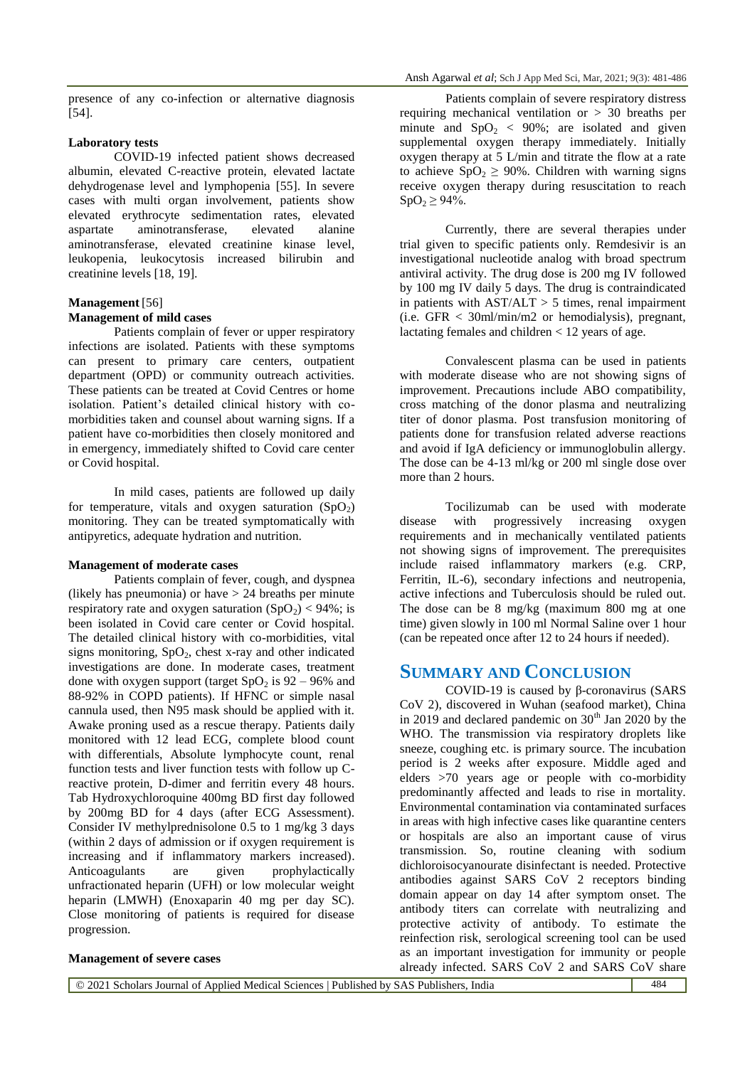presence of any co-infection or alternative diagnosis [54].

**Laboratory tests**

COVID-19 infected patient shows decreased albumin, elevated C-reactive protein, elevated lactate dehydrogenase level and lymphopenia [55]. In severe cases with multi organ involvement, patients show elevated erythrocyte sedimentation rates, elevated aspartate aminotransferase, elevated alanine aminotransferase, elevated creatinine kinase level, leukopenia, leukocytosis increased bilirubin and creatinine levels [18, 19].

**Management** [56]

**Management of mild cases**

Patients complain of fever or upper respiratory infections are isolated. Patients with these symptoms can present to primary care centers, outpatient department (OPD) or community outreach activities. These patients can be treated at Covid Centres or home isolation. Patient's detailed clinical history with co-morbidities taken and counsel about warning signs. If a patient have co-morbidities then closely monitored and in emergency, immediately shifted to Covid care center or Covid hospital.

In mild cases, patients are followed up daily for temperature, vitals and oxygen saturation ($SpO_2$) monitoring. They can be treated symptomatically with antipyretics, adequate hydration and nutrition.

**Management of moderate cases**

Patients complain of fever, cough, and dyspnea (likely has pneumonia) or have > 24 breaths per minute respiratory rate and oxygen saturation ($SpO_2$) < 94%; is been isolated in Covid care center or Covid hospital. The detailed clinical history with co-morbidities, vital signs monitoring, $SpO_2$, chest x-ray and other indicated investigations are done. In moderate cases, treatment done with oxygen support (target $SpO_2$ is 92 – 96% and 88-92% in COPD patients). If HFNC or simple nasal cannula used, then N95 mask should be applied with it. Awake proning used as a rescue therapy. Patients daily monitored with 12 lead ECG, complete blood count with differentials, Absolute lymphocyte count, renal function tests and liver function tests with follow up C-reactive protein, D-dimer and ferritin every 48 hours. Tab Hydroxychloroquine 400mg BD first day followed by 200mg BD for 4 days (after ECG Assessment). Consider IV methylprednisolone 0.5 to 1 mg/kg 3 days (within 2 days of admission or if oxygen requirement is increasing and if inflammatory markers increased). Anticoagulants are given prophylactically unfractionated heparin (UFH) or low molecular weight heparin (LMWH) (Enoxaparin 40 mg per day SC). Close monitoring of patients is required for disease progression.

**Management of severe cases**

Patients complain of severe respiratory distress requiring mechanical ventilation or > 30 breaths per minute and $SpO_2$ < 90%; are isolated and given supplemental oxygen therapy immediately. Initially oxygen therapy at 5 L/min and titrate the flow at a rate to achieve $SpO_2 \geq 90\%$. Children with warning signs receive oxygen therapy during resuscitation to reach $SpO_2 \geq 94\%$.

Currently, there are several therapies under trial given to specific patients only. Remdesivir is an investigational nucleotide analog with broad spectrum antiviral activity. The drug dose is 200 mg IV followed by 100 mg IV daily 5 days. The drug is contraindicated in patients with AST/ALT > 5 times, renal impairment (i.e. GFR < 30ml/min/m2 or hemodialysis), pregnant, lactating females and children < 12 years of age.

Convalescent plasma can be used in patients with moderate disease who are not showing signs of improvement. Precautions include ABO compatibility, cross matching of the donor plasma and neutralizing titer of donor plasma. Post transfusion monitoring of patients done for transfusion related adverse reactions and avoid if IgA deficiency or immunoglobulin allergy. The dose can be 4-13 ml/kg or 200 ml single dose over more than 2 hours.

Tocilizumab can be used with moderate disease with progressively increasing oxygen requirements and in mechanically ventilated patients not showing signs of improvement. The prerequisites include raised inflammatory markers (e.g. CRP, Ferritin, IL-6), secondary infections and neutropenia, active infections and Tuberculosis should be ruled out. The dose can be 8 mg/kg (maximum 800 mg at one time) given slowly in 100 ml Normal Saline over 1 hour (can be repeated once after 12 to 24 hours if needed).

## SUMMARY AND CONCLUSION

COVID-19 is caused by β-coronavirus (SARS CoV 2), discovered in Wuhan (seafood market), China in 2019 and declared pandemic on 30th Jan 2020 by the WHO. The transmission via respiratory droplets like sneeze, coughing etc. is primary source. The incubation period is 2 weeks after exposure. Middle aged and elders >70 years age or people with co-morbidity predominantly affected and leads to rise in mortality. Environmental contamination via contaminated surfaces in areas with high infective cases like quarantine centers or hospitals are also an important cause of virus transmission. So, routine cleaning with sodium dichloroisocyanourate disinfectant is needed. Protective antibodies against SARS CoV 2 receptors binding domain appear on day 14 after symptom onset. The antibody titers can correlate with neutralizing and protective activity of antibody. To estimate the reinfection risk, serological screening tool can be used as an important investigation for immunity or people already infected. SARS CoV 2 and SARS CoV share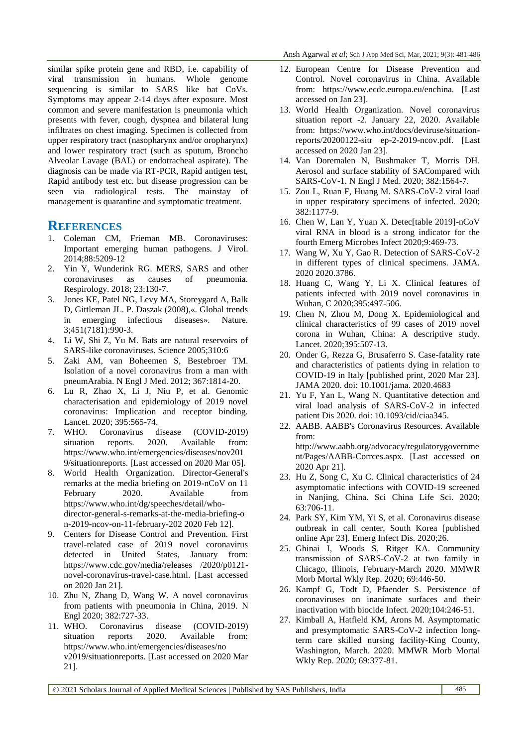similar spike protein gene and RBD, i.e. capability of viral transmission in humans. Whole genome sequencing is similar to SARS like bat CoVs. Symptoms may appear 2-14 days after exposure. Most common and severe manifestation is pneumonia which presents with fever, cough, dyspnea and bilateral lung infiltrates on chest imaging. Specimen is collected from upper respiratory tract (nasopharynx and/or oropharynx) and lower respiratory tract (such as sputum, Broncho Alveolar Lavage (BAL) or endotracheal aspirate). The diagnosis can be made via RT-PCR, Rapid antigen test, Rapid antibody test etc. but disease progression can be seen via radiological tests. The mainstay of management is quarantine and symptomatic treatment.

## REFERENCES

1. Coleman CM, Frieman MB. Coronaviruses: Important emerging human pathogens. J Virol. 2014;88:5209-12
2. Yin Y, Wunderink RG. MERS, SARS and other coronaviruses as causes of pneumonia. Respirology. 2018; 23:130-7.
3. Jones KE, Patel NG, Levy MA, Storeygard A, Balk D, Gittleman JL. P. Daszak (2008),«. Global trends in emerging infectious diseases». Nature. 3;451(7181):990-3.
4. Li W, Shi Z, Yu M. Bats are natural reservoirs of SARS-like coronaviruses. Science 2005;310:6
5. Zaki AM, van Boheemen S, Bestebroer TM. Isolation of a novel coronavirus from a man with pneumArabia. N Engl J Med. 2012; 367:1814-20.
6. Lu R, Zhao X, Li J, Niu P, et al. Genomic characterisation and epidemiology of 2019 novel coronavirus: Implication and receptor binding. Lancet. 2020; 395:565-74.
7. WHO. Coronavirus disease (COVID-2019) situation reports. 2020. Available from: https://www.who.int/emergencies/diseases/nov2019/situationreports. [Last accessed on 2020 Mar 05].
8. World Health Organization. Director-General's remarks at the media briefing on 2019-nCoV on 11 February 2020. Available from https://www.who.int/dg/speeches/detail/who-director-general-s-remarks-at-the-media-briefing-on-2019-ncov-on-11-february-202 2020 Feb 12].
9. Centers for Disease Control and Prevention. First travel-related case of 2019 novel coronavirus detected in United States, January from: https://www.cdc.gov/media/releases /2020/p0121-novel-coronavirus-travel-case.html. [Last accessed on 2020 Jan 21].
10. Zhu N, Zhang D, Wang W. A novel coronavirus from patients with pneumonia in China, 2019. N Engl 2020; 382:727-33.
11. WHO. Coronavirus disease (COVID-2019) situation reports 2020. Available from: https://www.who.int/emergencies/diseases/no v2019/situationreports. [Last accessed on 2020 Mar 21].
12. European Centre for Disease Prevention and Control. Novel coronavirus in China. Available from: https://www.ecdc.europa.eu/enchina. [Last accessed on Jan 23].
13. World Health Organization. Novel coronavirus situation report -2. January 22, 2020. Available from: https://www.who.int/docs/deviruse/situation-reports/20200122-sitr ep-2-2019-ncov.pdf. [Last accessed on 2020 Jan 23].
14. Van Doremalen N, Bushmaker T, Morris DH. Aerosol and surface stability of SACompared with SARS-CoV-1. N Engl J Med. 2020; 382:1564-7.
15. Zou L, Ruan F, Huang M. SARS-CoV-2 viral load in upper respiratory specimens of infected. 2020; 382:1177-9.
16. Chen W, Lan Y, Yuan X. Detec[table 2019]-nCoV viral RNA in blood is a strong indicator for the fourth Emerg Microbes Infect 2020;9:469-73.
17. Wang W, Xu Y, Gao R. Detection of SARS-CoV-2 in different types of clinical specimens. JAMA. 2020 2020.3786.
18. Huang C, Wang Y, Li X. Clinical features of patients infected with 2019 novel coronavirus in Wuhan, C 2020;395:497-506.
19. Chen N, Zhou M, Dong X. Epidemiological and clinical characteristics of 99 cases of 2019 novel corona in Wuhan, China: A descriptive study. Lancet. 2020;395:507-13.
20. Onder G, Rezza G, Brusaferro S. Case-fatality rate and characteristics of patients dying in relation to COVID-19 in Italy [published print, 2020 Mar 23]. JAMA 2020. doi: 10.1001/jama. 2020.4683
21. Yu F, Yan L, Wang N. Quantitative detection and viral load analysis of SARS-CoV-2 in infected patient Dis 2020. doi: 10.1093/cid/ciaa345.
22. AABB. AABB's Coronavirus Resources. Available from: http://www.aabb.org/advocacy/regulatorygovernment/Pages/AABB-Corrces.aspx. [Last accessed on 2020 Apr 21].
23. Hu Z, Song C, Xu C. Clinical characteristics of 24 asymptomatic infections with COVID-19 screened in Nanjing, China. Sci China Life Sci. 2020; 63:706-11.
24. Park SY, Kim YM, Yi S, et al. Coronavirus disease outbreak in call center, South Korea [published online Apr 23]. Emerg Infect Dis. 2020;26.
25. Ghinai I, Woods S, Ritger KA. Community transmission of SARS-CoV-2 at two family in Chicago, Illinois, February-March 2020. MMWR Morb Mortal Wkly Rep. 2020; 69:446-50.
26. Kampf G, Todt D, Pfaender S. Persistence of coronaviruses on inanimate surfaces and their inactivation with biocide Infect. 2020;104:246-51.
27. Kimball A, Hatfield KM, Arons M. Asymptomatic and presymptomatic SARS-CoV-2 infection long-term care skilled nursing facility-King County, Washington, March. 2020. MMWR Morb Mortal Wkly Rep. 2020; 69:377-81.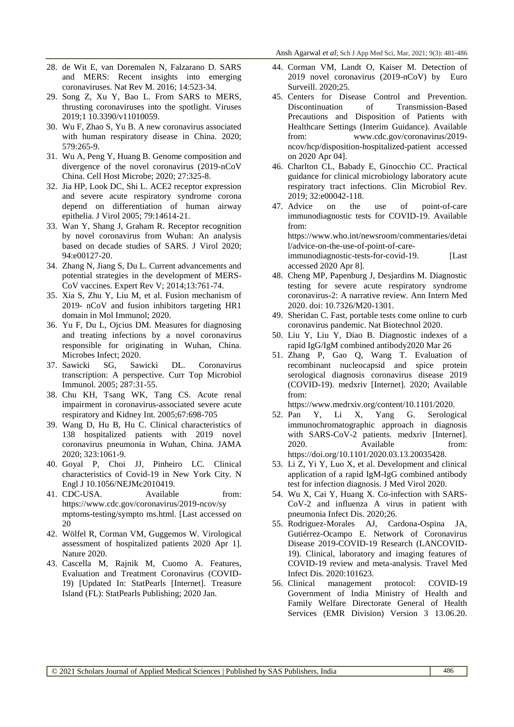28. de Wit E, van Doremalen N, Falzarano D. SARS and MERS: Recent insights into emerging coronaviruses. Nat Rev M. 2016; 14:523-34.
29. Song Z, Xu Y, Bao L. From SARS to MERS, thrusting coronaviruses into the spotlight. Viruses 2019;1 10.3390/v11010059.
30. Wu F, Zhao S, Yu B. A new coronavirus associated with human respiratory disease in China. 2020; 579:265-9.
31. Wu A, Peng Y, Huang B. Genome composition and divergence of the novel coronavirus (2019-nCoV China. Cell Host Microbe; 2020; 27:325-8.
32. Jia HP, Look DC, Shi L. ACE2 receptor expression and severe acute respiratory syndrome corona depend on differentiation of human airway epithelia. J Virol 2005; 79:14614-21.
33. Wan Y, Shang J, Graham R. Receptor recognition by novel coronavirus from Wuhan: An analysis based on decade studies of SARS. J Virol 2020; 94:e00127-20.
34. Zhang N, Jiang S, Du L. Current advancements and potential strategies in the development of MERS-CoV vaccines. Expert Rev V; 2014;13:761-74.
35. Xia S, Zhu Y, Liu M, et al. Fusion mechanism of 2019- nCoV and fusion inhibitors targeting HR1 domain in Mol Immunol; 2020.
36. Yu F, Du L, Ojcius DM. Measures for diagnosing and treating infections by a novel coronavirus responsible for originating in Wuhan, China. Microbes Infect; 2020.
37. Sawicki SG, Sawicki DL. Coronavirus transcription: A perspective. Curr Top Microbiol Immunol. 2005; 287:31-55.
38. Chu KH, Tsang WK, Tang CS. Acute renal impairment in coronavirus-associated severe acute respiratory and Kidney Int. 2005;67:698-705
39. Wang D, Hu B, Hu C. Clinical characteristics of 138 hospitalized patients with 2019 novel coronavirus pneumonia in Wuhan, China. JAMA 2020; 323:1061-9.
40. Goyal P, Choi JJ, Pinheiro LC. Clinical characteristics of Covid-19 in New York City. N Engl J 10.1056/NEJMc2010419.
41. CDC-USA. Available from: https://www.cdc.gov/coronavirus/2019-ncov/sy mptoms-testing/sympto ms.html. [Last accessed on 20
42. Wölfel R, Corman VM, Guggemos W. Virological assessment of hospitalized patients 2020 Apr 1]. Nature 2020.
43. Cascella M, Rajnik M, Cuomo A. Features, Evaluation and Treatment Coronavirus (COVID-19) [Updated In: StatPearls [Internet]. Treasure Island (FL): StatPearls Publishing; 2020 Jan.
44. Corman VM, Landt O, Kaiser M. Detection of 2019 novel coronavirus (2019-nCoV) by Euro Surveill. 2020;25.
45. Centers for Disease Control and Prevention. Discontinuation of Transmission-Based Precautions and Disposition of Patients with Healthcare Settings (Interim Guidance). Available from: www.cdc.gov/coronavirus/2019-ncov/hcp/disposition-hospitalized-patient accessed on 2020 Apr 04].
46. Charlton CL, Babady E, Ginocchio CC. Practical guidance for clinical microbiology laboratory acute respiratory tract infections. Clin Microbiol Rev. 2019; 32:e00042-118.
47. Advice on the use of point-of-care immunodiagnostic tests for COVID-19. Available from: https://www.who.int/newsroom/commentaries/detail/advice-on-the-use-of-point-of-care-immunodiagnostic-tests-for-covid-19. [Last accessed 2020 Apr 8].
48. Cheng MP, Papenburg J, Desjardins M. Diagnostic testing for severe acute respiratory syndrome coronavirus-2: A narrative review. Ann Intern Med 2020. doi: 10.7326/M20-1301.
49. Sheridan C. Fast, portable tests come online to curb coronavirus pandemic. Nat Biotechnol 2020.
50. Liu Y, Liu Y, Diao B. Diagnostic indexes of a rapid IgG/IgM combined antibody2020 Mar 26
51. Zhang P, Gao Q, Wang T. Evaluation of recombinant nucleocapsid and spice protein serological diagnosis coronavirus disease 2019 (COVID-19). medxriv [Internet]. 2020; Available from: https://www.medrxiv.org/content/10.1101/2020.
52. Pan Y, Li X, Yang G. Serological immunochromatographic approach in diagnosis with SARS-CoV-2 patients. medxriv [Internet]. 2020. Available from: https://doi.org/10.1101/2020.03.13.20035428.
53. Li Z, Yi Y, Luo X, et al. Development and clinical application of a rapid IgM-IgG combined antibody test for infection diagnosis. J Med Virol 2020.
54. Wu X, Cai Y, Huang X. Co-infection with SARS-CoV-2 and influenza A virus in patient with pneumonia Infect Dis. 2020;26.
55. Rodriguez-Morales AJ, Cardona-Ospina JA, Gutiérrez-Ocampo E. Network of Coronavirus Disease 2019-COVID-19 Research (LANCOVID-19). Clinical, laboratory and imaging features of COVID-19 review and meta-analysis. Travel Med Infect Dis. 2020:101623.
56. Clinical management protocol: COVID-19 Government of India Ministry of Health and Family Welfare Directorate General of Health Services (EMR Division) Version 3 13.06.20.